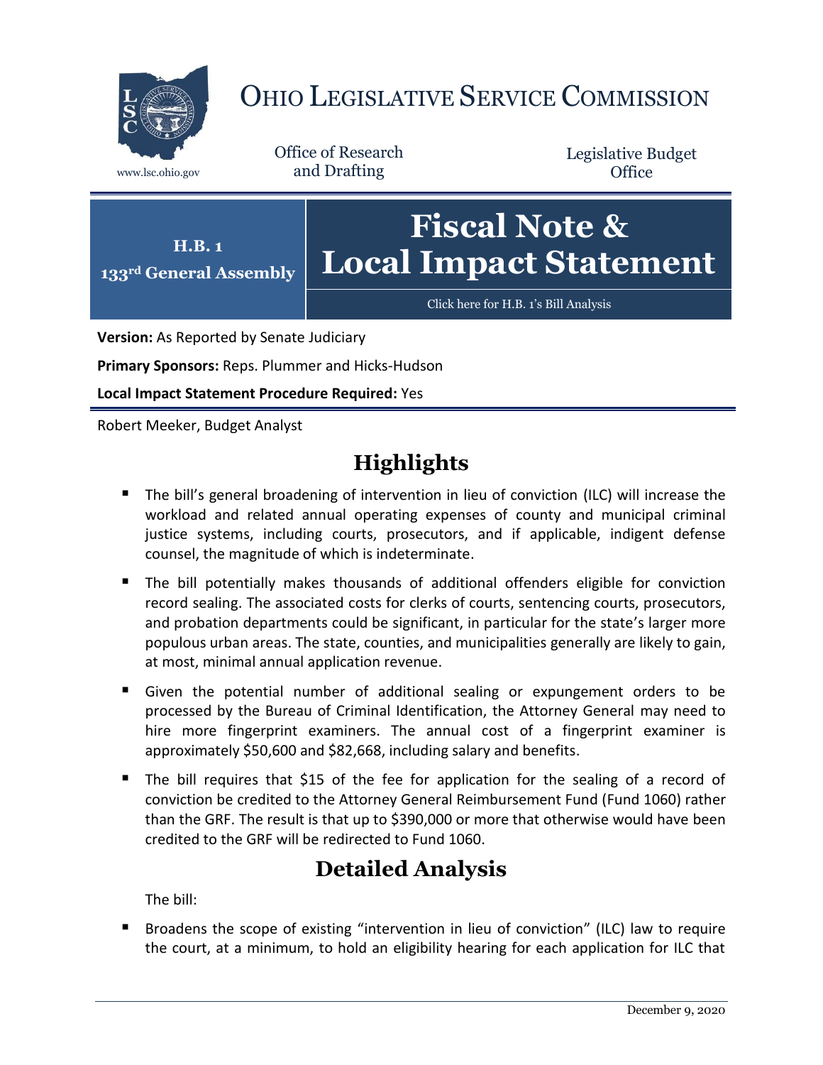# OHIO LEGISLATIVE SERVICE COMMISSION

www.lsc.ohio.gov

Office of Research and Drafting

Legislative Budget Office

**H.B. 1**
**133rd General Assembly**

# Fiscal Note & Local Impact Statement

Click here for H.B. 1's Bill Analysis

**Version:** As Reported by Senate Judiciary

**Primary Sponsors:** Reps. Plummer and Hicks-Hudson

**Local Impact Statement Procedure Required:** Yes

Robert Meeker, Budget Analyst

## Highlights

- The bill's general broadening of intervention in lieu of conviction (ILC) will increase the workload and related annual operating expenses of county and municipal criminal justice systems, including courts, prosecutors, and if applicable, indigent defense counsel, the magnitude of which is indeterminate.
- The bill potentially makes thousands of additional offenders eligible for conviction record sealing. The associated costs for clerks of courts, sentencing courts, prosecutors, and probation departments could be significant, in particular for the state's larger more populous urban areas. The state, counties, and municipalities generally are likely to gain, at most, minimal annual application revenue.
- Given the potential number of additional sealing or expungement orders to be processed by the Bureau of Criminal Identification, the Attorney General may need to hire more fingerprint examiners. The annual cost of a fingerprint examiner is approximately $50,600 and $82,668, including salary and benefits.
- The bill requires that $15 of the fee for application for the sealing of a record of conviction be credited to the Attorney General Reimbursement Fund (Fund 1060) rather than the GRF. The result is that up to $390,000 or more that otherwise would have been credited to the GRF will be redirected to Fund 1060.

## Detailed Analysis

The bill:

- Broadens the scope of existing "intervention in lieu of conviction" (ILC) law to require the court, at a minimum, to hold an eligibility hearing for each application for ILC that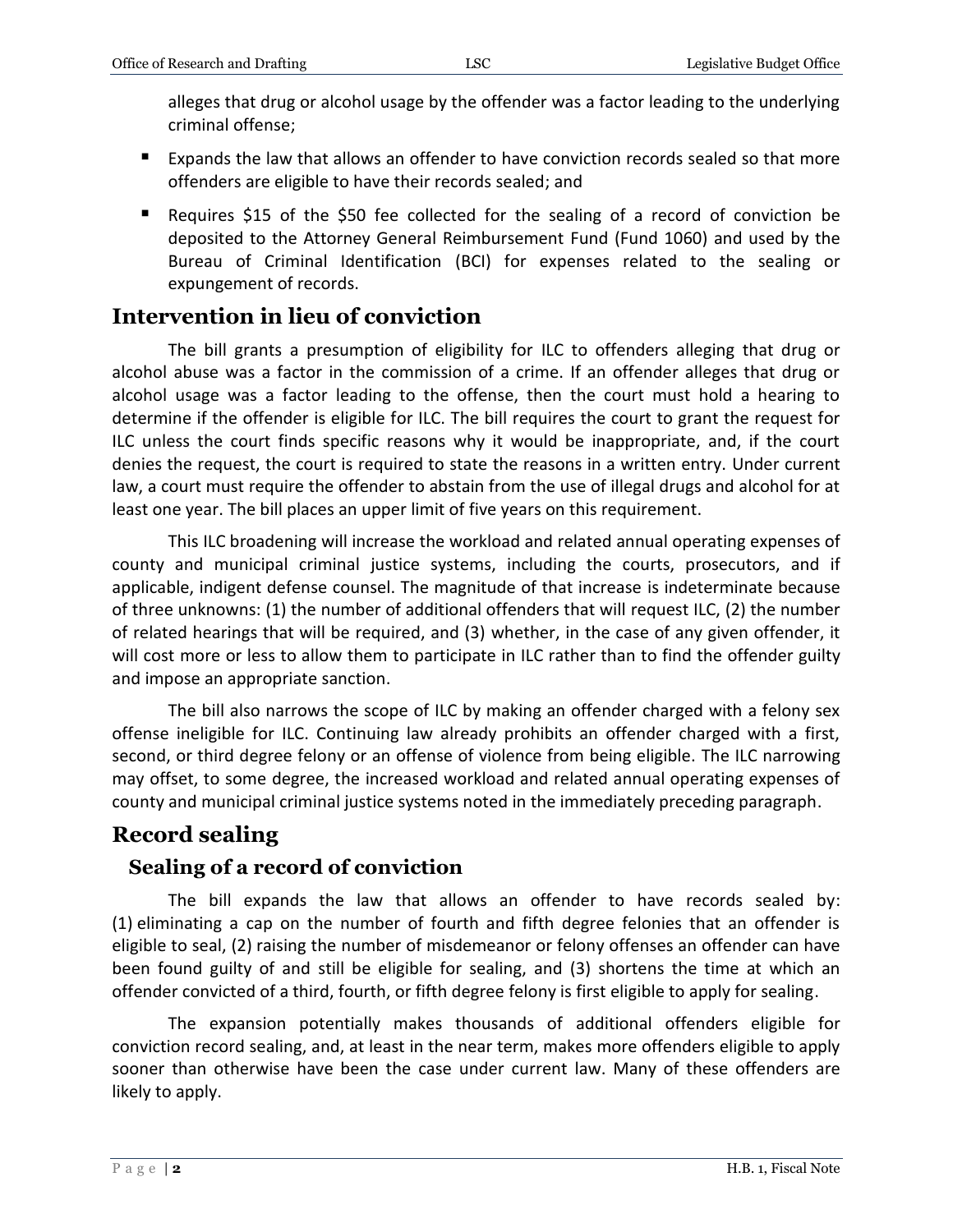alleges that drug or alcohol usage by the offender was a factor leading to the underlying criminal offense;

- Expands the law that allows an offender to have conviction records sealed so that more offenders are eligible to have their records sealed; and
- Requires $15 of the $50 fee collected for the sealing of a record of conviction be deposited to the Attorney General Reimbursement Fund (Fund 1060) and used by the Bureau of Criminal Identification (BCI) for expenses related to the sealing or expungement of records.

## Intervention in lieu of conviction

The bill grants a presumption of eligibility for ILC to offenders alleging that drug or alcohol abuse was a factor in the commission of a crime. If an offender alleges that drug or alcohol usage was a factor leading to the offense, then the court must hold a hearing to determine if the offender is eligible for ILC. The bill requires the court to grant the request for ILC unless the court finds specific reasons why it would be inappropriate, and, if the court denies the request, the court is required to state the reasons in a written entry. Under current law, a court must require the offender to abstain from the use of illegal drugs and alcohol for at least one year. The bill places an upper limit of five years on this requirement.

This ILC broadening will increase the workload and related annual operating expenses of county and municipal criminal justice systems, including the courts, prosecutors, and if applicable, indigent defense counsel. The magnitude of that increase is indeterminate because of three unknowns: (1) the number of additional offenders that will request ILC, (2) the number of related hearings that will be required, and (3) whether, in the case of any given offender, it will cost more or less to allow them to participate in ILC rather than to find the offender guilty and impose an appropriate sanction.

The bill also narrows the scope of ILC by making an offender charged with a felony sex offense ineligible for ILC. Continuing law already prohibits an offender charged with a first, second, or third degree felony or an offense of violence from being eligible. The ILC narrowing may offset, to some degree, the increased workload and related annual operating expenses of county and municipal criminal justice systems noted in the immediately preceding paragraph.

## Record sealing

### Sealing of a record of conviction

The bill expands the law that allows an offender to have records sealed by: (1) eliminating a cap on the number of fourth and fifth degree felonies that an offender is eligible to seal, (2) raising the number of misdemeanor or felony offenses an offender can have been found guilty of and still be eligible for sealing, and (3) shortens the time at which an offender convicted of a third, fourth, or fifth degree felony is first eligible to apply for sealing.

The expansion potentially makes thousands of additional offenders eligible for conviction record sealing, and, at least in the near term, makes more offenders eligible to apply sooner than otherwise have been the case under current law. Many of these offenders are likely to apply.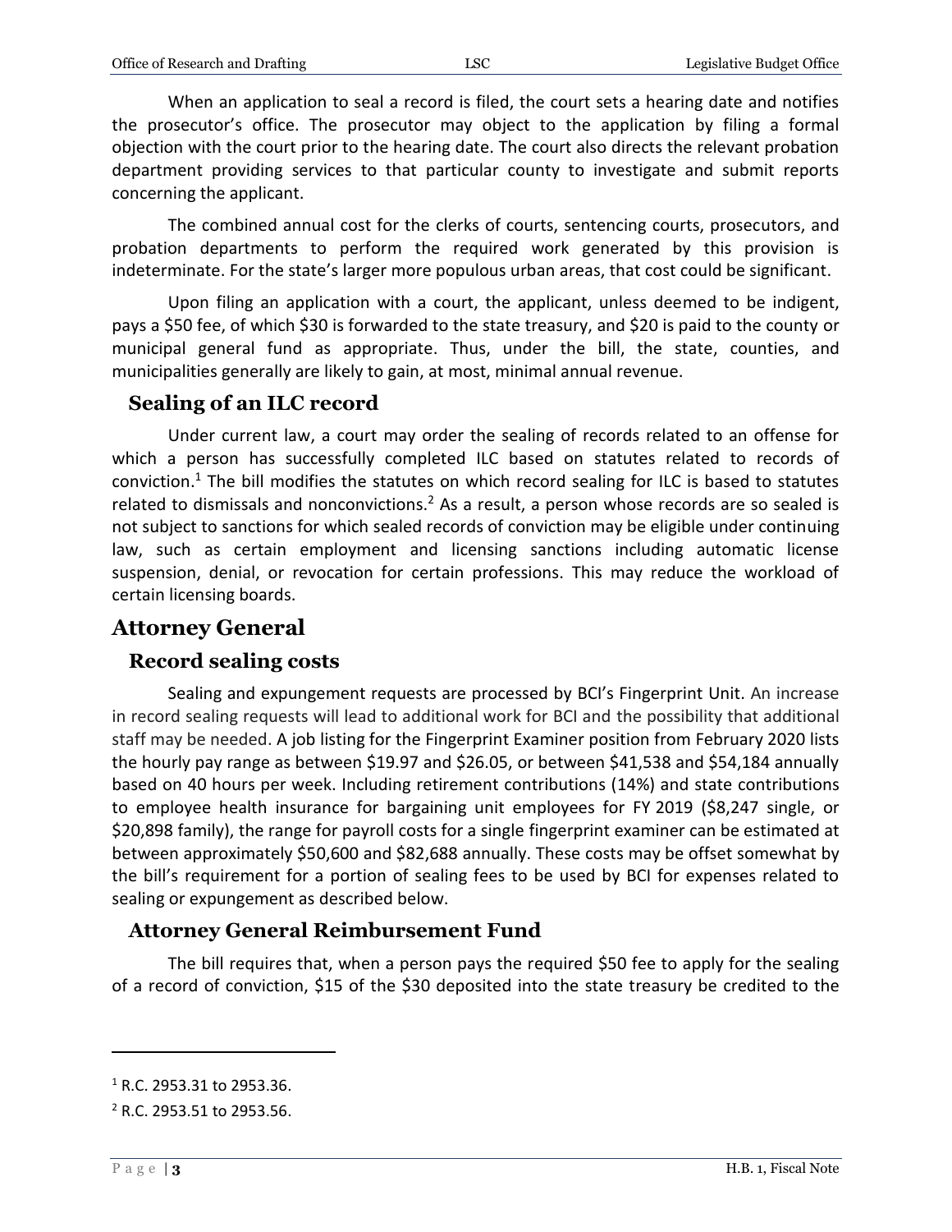When an application to seal a record is filed, the court sets a hearing date and notifies the prosecutor's office. The prosecutor may object to the application by filing a formal objection with the court prior to the hearing date. The court also directs the relevant probation department providing services to that particular county to investigate and submit reports concerning the applicant.

The combined annual cost for the clerks of courts, sentencing courts, prosecutors, and probation departments to perform the required work generated by this provision is indeterminate. For the state's larger more populous urban areas, that cost could be significant.

Upon filing an application with a court, the applicant, unless deemed to be indigent, pays a $50 fee, of which $30 is forwarded to the state treasury, and $20 is paid to the county or municipal general fund as appropriate. Thus, under the bill, the state, counties, and municipalities generally are likely to gain, at most, minimal annual revenue.

### Sealing of an ILC record

Under current law, a court may order the sealing of records related to an offense for which a person has successfully completed ILC based on statutes related to records of conviction.[1] The bill modifies the statutes on which record sealing for ILC is based to statutes related to dismissals and nonconvictions.[2] As a result, a person whose records are so sealed is not subject to sanctions for which sealed records of conviction may be eligible under continuing law, such as certain employment and licensing sanctions including automatic license suspension, denial, or revocation for certain professions. This may reduce the workload of certain licensing boards.

## Attorney General

### Record sealing costs

Sealing and expungement requests are processed by BCI's Fingerprint Unit. An increase in record sealing requests will lead to additional work for BCI and the possibility that additional staff may be needed. A job listing for the Fingerprint Examiner position from February 2020 lists the hourly pay range as between $19.97 and $26.05, or between $41,538 and $54,184 annually based on 40 hours per week. Including retirement contributions (14%) and state contributions to employee health insurance for bargaining unit employees for FY 2019 ($8,247 single, or $20,898 family), the range for payroll costs for a single fingerprint examiner can be estimated at between approximately $50,600 and $82,688 annually. These costs may be offset somewhat by the bill's requirement for a portion of sealing fees to be used by BCI for expenses related to sealing or expungement as described below.

### Attorney General Reimbursement Fund

The bill requires that, when a person pays the required $50 fee to apply for the sealing of a record of conviction, $15 of the $30 deposited into the state treasury be credited to the

[1] R.C. 2953.31 to 2953.36.

[2] R.C. 2953.51 to 2953.56.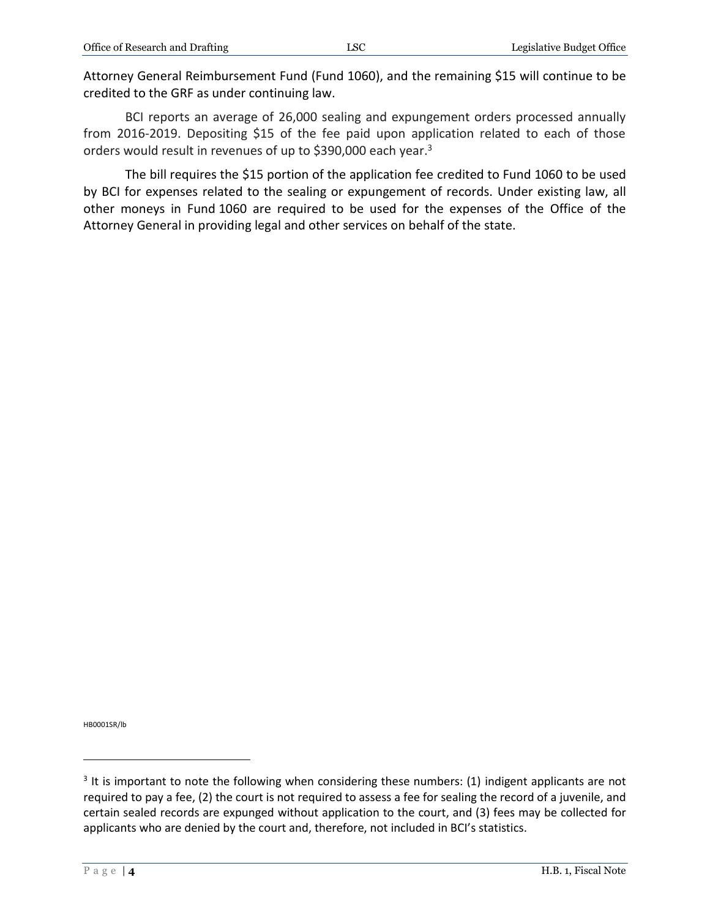Attorney General Reimbursement Fund (Fund 1060), and the remaining $15 will continue to be credited to the GRF as under continuing law.

BCI reports an average of 26,000 sealing and expungement orders processed annually from 2016-2019. Depositing $15 of the fee paid upon application related to each of those orders would result in revenues of up to $390,000 each year.[3]

The bill requires the $15 portion of the application fee credited to Fund 1060 to be used by BCI for expenses related to the sealing or expungement of records. Under existing law, all other moneys in Fund 1060 are required to be used for the expenses of the Office of the Attorney General in providing legal and other services on behalf of the state.

HB0001SR/lb

[3] It is important to note the following when considering these numbers: (1) indigent applicants are not required to pay a fee, (2) the court is not required to assess a fee for sealing the record of a juvenile, and certain sealed records are expunged without application to the court, and (3) fees may be collected for applicants who are denied by the court and, therefore, not included in BCI's statistics.